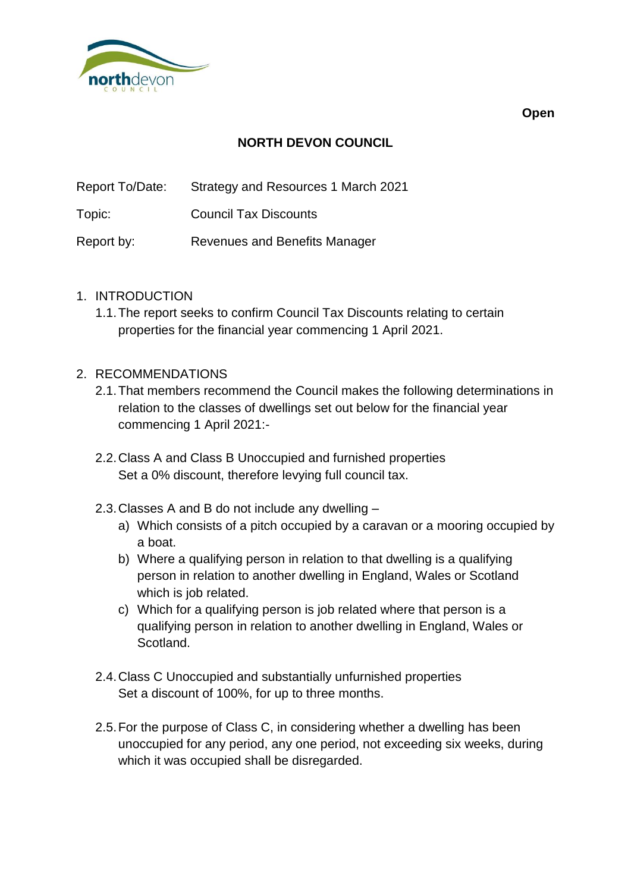**Open**

# NORTH DEVON COUNCIL

Report To/Date: Strategy and Resources 1 March 2021

Topic: Council Tax Discounts

Report by: Revenues and Benefits Manager

1. INTRODUCTION
   1.1. The report seeks to confirm Council Tax Discounts relating to certain properties for the financial year commencing 1 April 2021.

2. RECOMMENDATIONS
   2.1. That members recommend the Council makes the following determinations in relation to the classes of dwellings set out below for the financial year commencing 1 April 2021:-

   2.2. Class A and Class B Unoccupied and furnished properties
   Set a 0% discount, therefore levying full council tax.

   2.3. Classes A and B do not include any dwelling –
   a) Which consists of a pitch occupied by a caravan or a mooring occupied by a boat.
   b) Where a qualifying person in relation to that dwelling is a qualifying person in relation to another dwelling in England, Wales or Scotland which is job related.
   c) Which for a qualifying person is job related where that person is a qualifying person in relation to another dwelling in England, Wales or Scotland.

   2.4. Class C Unoccupied and substantially unfurnished properties
   Set a discount of 100%, for up to three months.

   2.5. For the purpose of Class C, in considering whether a dwelling has been unoccupied for any period, any one period, not exceeding six weeks, during which it was occupied shall be disregarded.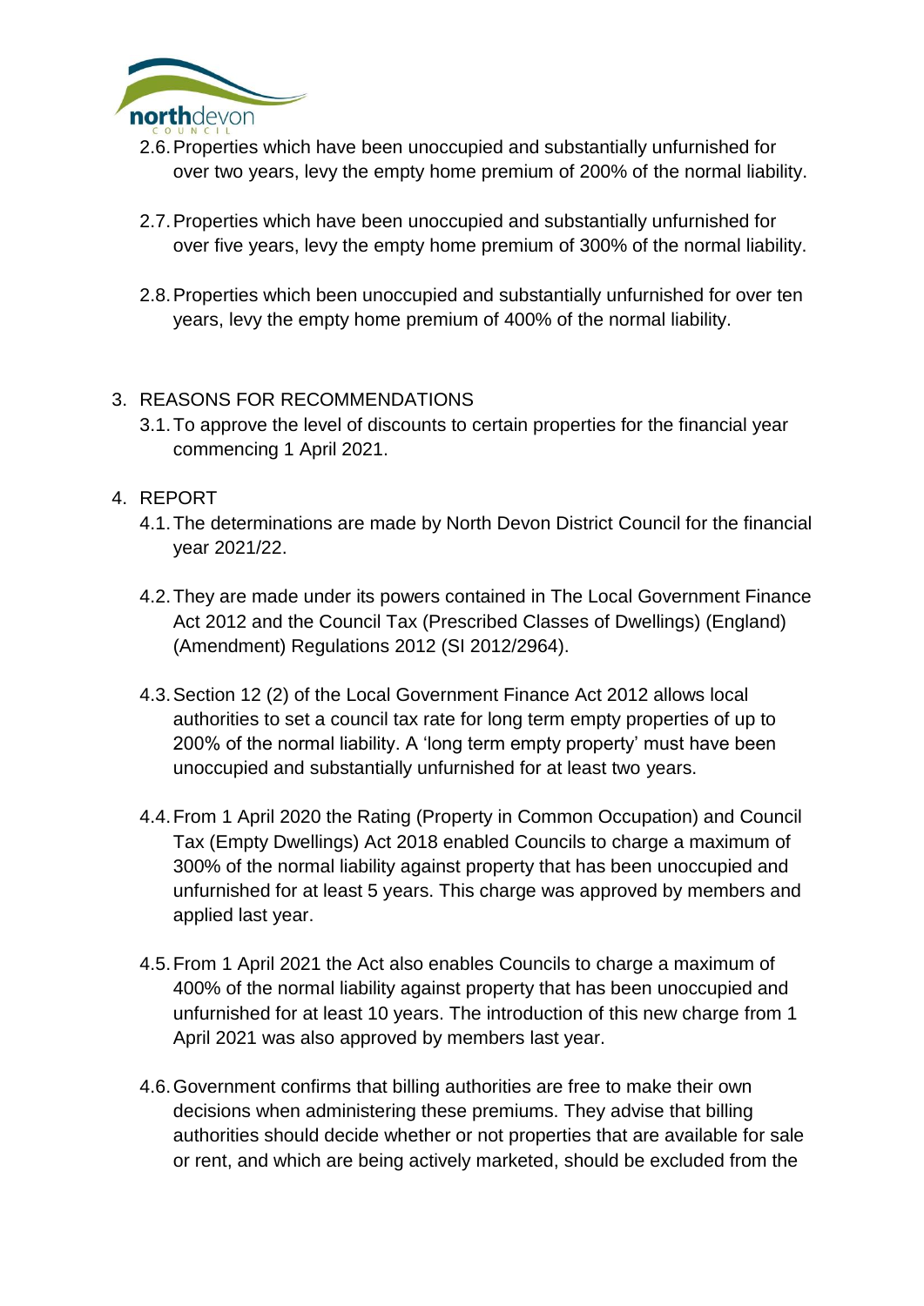2.6. Properties which have been unoccupied and substantially unfurnished for over two years, levy the empty home premium of 200% of the normal liability.

2.7. Properties which have been unoccupied and substantially unfurnished for over five years, levy the empty home premium of 300% of the normal liability.

2.8. Properties which been unoccupied and substantially unfurnished for over ten years, levy the empty home premium of 400% of the normal liability.

## 3. REASONS FOR RECOMMENDATIONS

3.1. To approve the level of discounts to certain properties for the financial year commencing 1 April 2021.

## 4. REPORT

4.1. The determinations are made by North Devon District Council for the financial year 2021/22.

4.2. They are made under its powers contained in The Local Government Finance Act 2012 and the Council Tax (Prescribed Classes of Dwellings) (England) (Amendment) Regulations 2012 (SI 2012/2964).

4.3. Section 12 (2) of the Local Government Finance Act 2012 allows local authorities to set a council tax rate for long term empty properties of up to 200% of the normal liability. A 'long term empty property' must have been unoccupied and substantially unfurnished for at least two years.

4.4. From 1 April 2020 the Rating (Property in Common Occupation) and Council Tax (Empty Dwellings) Act 2018 enabled Councils to charge a maximum of 300% of the normal liability against property that has been unoccupied and unfurnished for at least 5 years. This charge was approved by members and applied last year.

4.5. From 1 April 2021 the Act also enables Councils to charge a maximum of 400% of the normal liability against property that has been unoccupied and unfurnished for at least 10 years. The introduction of this new charge from 1 April 2021 was also approved by members last year.

4.6. Government confirms that billing authorities are free to make their own decisions when administering these premiums. They advise that billing authorities should decide whether or not properties that are available for sale or rent, and which are being actively marketed, should be excluded from the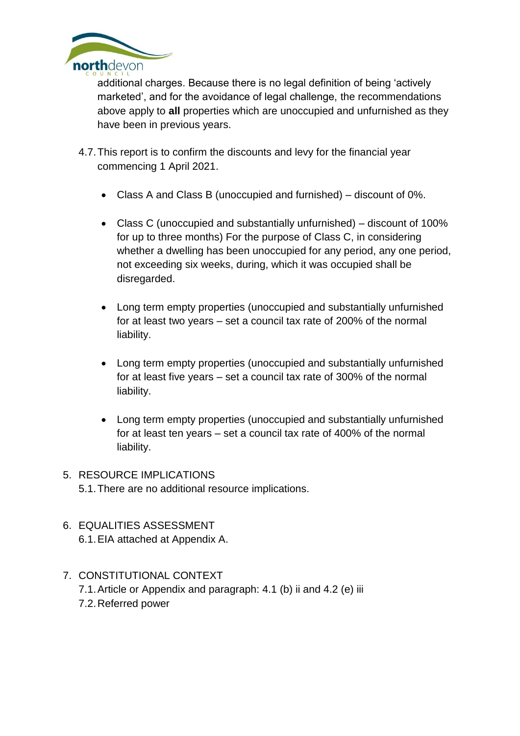additional charges. Because there is no legal definition of being 'actively marketed', and for the avoidance of legal challenge, the recommendations above apply to **all** properties which are unoccupied and unfurnished as they have been in previous years.

4.7. This report is to confirm the discounts and levy for the financial year commencing 1 April 2021.

- Class A and Class B (unoccupied and furnished) – discount of 0%.

- Class C (unoccupied and substantially unfurnished) – discount of 100% for up to three months) For the purpose of Class C, in considering whether a dwelling has been unoccupied for any period, any one period, not exceeding six weeks, during, which it was occupied shall be disregarded.

- Long term empty properties (unoccupied and substantially unfurnished for at least two years – set a council tax rate of 200% of the normal liability.

- Long term empty properties (unoccupied and substantially unfurnished for at least five years – set a council tax rate of 300% of the normal liability.

- Long term empty properties (unoccupied and substantially unfurnished for at least ten years – set a council tax rate of 400% of the normal liability.

5. RESOURCE IMPLICATIONS

5.1. There are no additional resource implications.

6. EQUALITIES ASSESSMENT

6.1. EIA attached at Appendix A.

7. CONSTITUTIONAL CONTEXT

7.1. Article or Appendix and paragraph: 4.1 (b) ii and 4.2 (e) iii

7.2. Referred power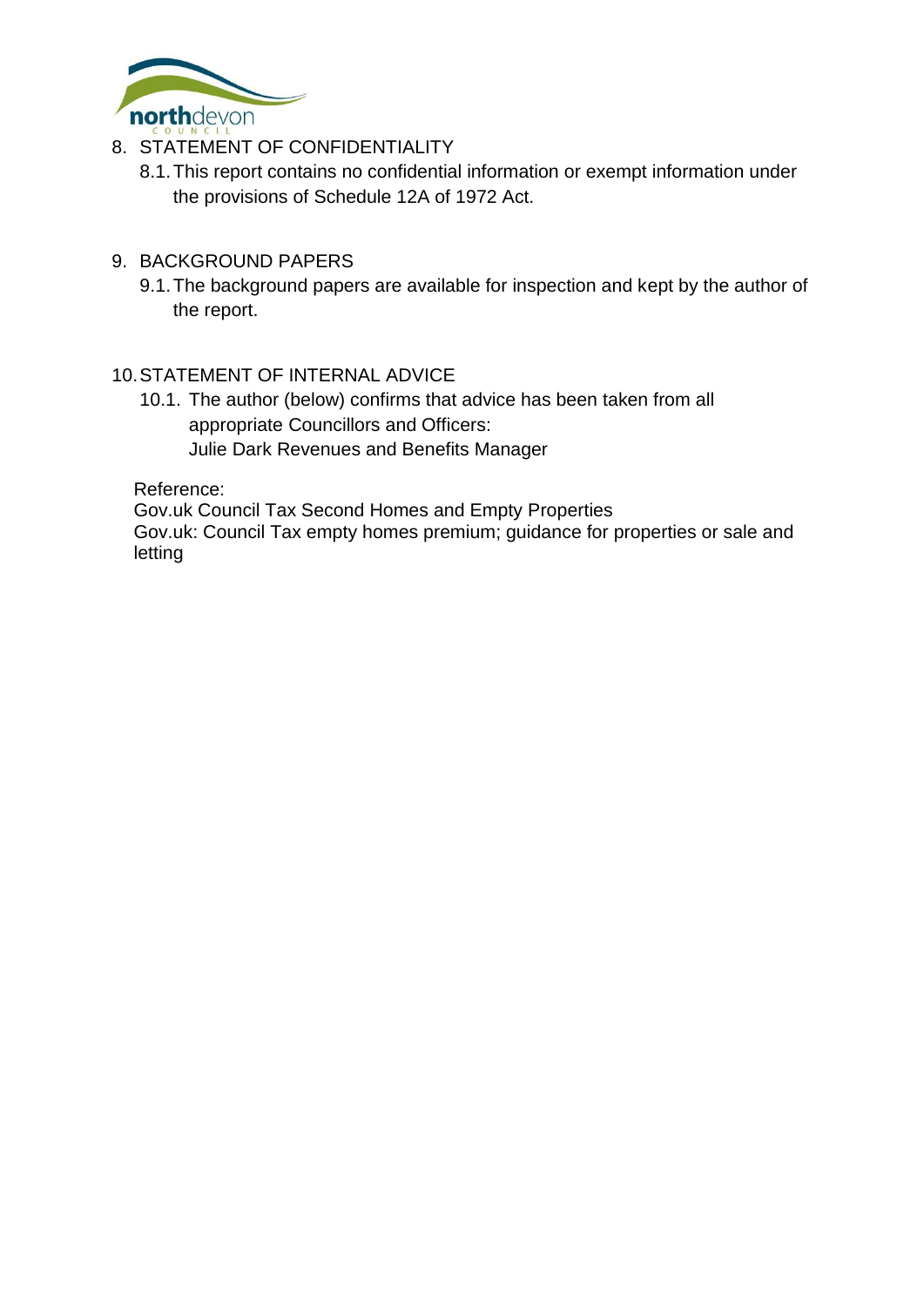## 8. STATEMENT OF CONFIDENTIALITY

8.1. This report contains no confidential information or exempt information under the provisions of Schedule 12A of 1972 Act.

## 9. BACKGROUND PAPERS

9.1. The background papers are available for inspection and kept by the author of the report.

## 10. STATEMENT OF INTERNAL ADVICE

10.1. The author (below) confirms that advice has been taken from all appropriate Councillors and Officers:
Julie Dark Revenues and Benefits Manager

Reference:
Gov.uk Council Tax Second Homes and Empty Properties
Gov.uk: Council Tax empty homes premium; guidance for properties or sale and letting